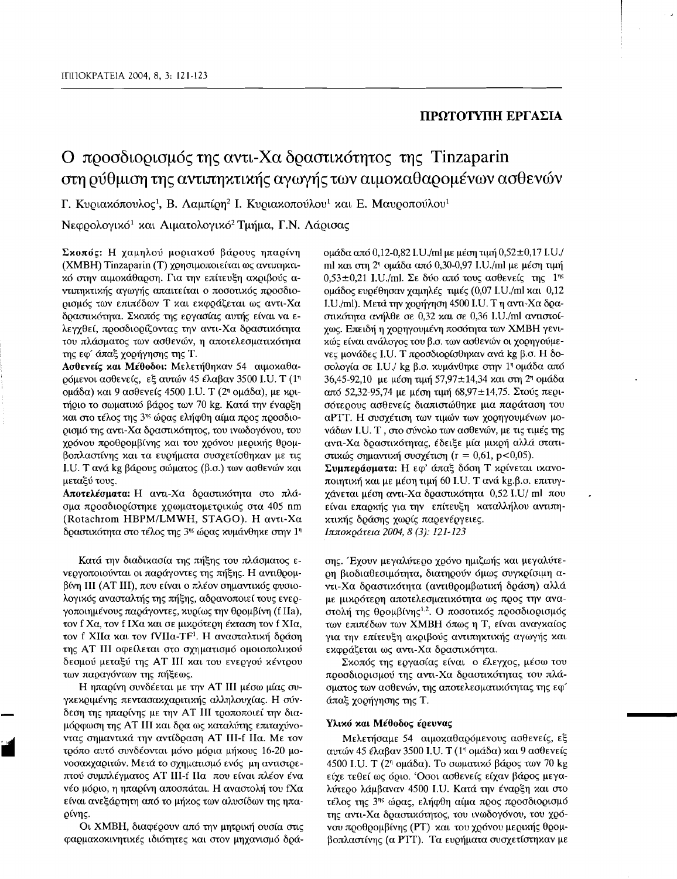**ΠΡΩΤΟΤΥΠΗ ΕΡΓΑΣΙΑ**

# Ο προσδιορισμός της αντι-Χα δραστικότητος της Tinzaparin στη ρύθμιση της αντιπηκτικής αγωγής των αιμοκαθαρομένων ασθενών

Γ. Κυριακόπουλος[1], Β. Λαμπίρη[2] Ι. Κυριακοπούλου[1] και Ε. Μαυροπούλου[1]

Νεφρολογικό[1] και Αιματολογικό[2] Τμήμα, Γ.Ν. Λάρισας

**Σκοπός:** Η χαμηλού μοριακού βάρους ηπαρίνη (ΧΜΒΗ) Tinzaparin (Τ) χρησιμοποιείται ως αντιπηκτικό στην αιμοκάθαρση. Για την επίτευξη ακριβούς αντιπηκτικής αγωγής απαιτείται ο ποσοτικός προσδιορισμός των επιπέδων Τ και εκφράζεται ως αντι-Χα δραστικότητα. Σκοπός της εργασίας αυτής είναι να ελεγχθεί, προσδιορίζοντας την αντι-Χα δραστικότητα του πλάσματος των ασθενών, η αποτελεσματικότητα της εφ΄ άπαξ χορήγησης της Τ.
**Ασθενείς και Μέθοδοι:** Μελετήθηκαν 54 αιμοκαθαρόμενοι ασθενείς, εξ αυτών 45 έλαβαν 3500 I.U. Τ (1η ομάδα) και 9 ασθενείς 4500 I.U. Τ (2η ομάδα), με κριτήριο το σωματικό βάρος των 70 kg. Κατά την έναρξη και στο τέλος της 3ης ώρας ελήφθη αίμα προς προσδιορισμό της αντι-Χα δραστικότητος, του ινωδογόνου, του χρόνου προθρομβίνης και του χρόνου μερικής θρομβοπλαστίνης και τα ευρήματα συσχετίσθηκαν με τις I.U. Τ ανά kg βάρους σώματος (β.σ.) των ασθενών και μεταξύ τους.
**Αποτελέσματα:** Η αντι-Χα δραστικότητα στο πλάσμα προσδιορίστηκε χρωματομετρικώς στα 405 nm (Rotachrom HBPM/LMWH, STAGO). Η αντι-Χα δραστικότητα στο τέλος της 3ης ώρας κυμάνθηκε στην 1η ομάδα από 0,12-0,82 I.U./ml με μέση τιμή 0,52±0,17 I.U./ml και στη 2η ομάδα από 0,30-0,97 I.U./ml με μέση τιμή 0,53±0,21 I.U./ml. Σε δύο από τους ασθενείς της 1ης ομάδος ευρέθησαν χαμηλές τιμές (0,07 I.U./ml και 0,12 I.U./ml). Μετά την χορήγηση 4500 I.U. Τ η αντι-Χα δραστικότητα ανήλθε σε 0,32 και σε 0,36 I.U./ml αντιστοίχως. Επειδή η χορηγουμένη ποσότητα των ΧΜΒΗ γενικώς είναι ανάλογος του β.σ. των ασθενών οι χορηγούμενες μονάδες I.U. Τ προσδιορίσθηκαν ανά kg β.σ. Η δοσολογία σε I.U./ kg β.σ. κυμάνθηκε στην 1η ομάδα από 36,45-92,10 με μέση τιμή 57,97±14,34 και στη 2η ομάδα από 52,32-95,74 με μέση τιμή 68,97±14,75. Στους περισσότερους ασθενείς διαπιστώθηκε μια παράταση του aPTT. Η συσχέτιση των τιμών των χορηγουμένων μονάδων I.U. Τ, στο σύνολο των ασθενών, με τις τιμές της αντι-Χα δραστικότητας, έδειξε μία μικρή αλλά στατιστικώς σημαντική συσχέτιση ($r = 0,61$, $p<0,05$).
**Συμπεράσματα:** Η εφ' άπαξ δόση Τ κρίνεται ικανοποιητική και με μέση τιμή 60 I.U. Τ ανά kg.β.σ. επιτυγχάνεται μέση αντι-Χα δραστικότητα 0,52 I.U/ ml που είναι επαρκής για την επίτευξη καταλλήλου αντιπηκτικής δράσης χωρίς παρενέργειες.
*Ιπποκράτεια 2004, 8 (3): 121-123*

Κατά την διαδικασία της πήξης του πλάσματος ενεργοποιούνται οι παράγοντες της πήξης. Η αντιθρομβίνη ΙΙΙ (AT III), που είναι ο πλέον σημαντικός φυσιολογικός ανασταλτής της πήξης, αδρανοποιεί τους ενεργοποιημένους παράγοντες, κυρίως την θρομβίνη (f IIa), τον f Xa, τον f IXa και σε μικρότερη έκταση τον f XIa, τον f XIIa και τον fVIIa-TF[1]. Η ανασταλτική δράση της AT III οφείλεται στο σχηματισμό ομοιοπολικού δεσμού μεταξύ της AT III και του ενεργού κέντρου των παραγόντων της πήξεως.

Η ηπαρίνη συνδέεται με την AT III μέσω μίας συγκεκριμένης πεντασακχαριτικής αλληλουχίας. Η σύνδεση της ηπαρίνης με την AT III τροποποιεί την διαμόρφωση της AT III και δρα ως καταλύτης επιταχύνοντας σημαντικά την αντίδραση AT III-f IIa. Με τον τρόπο αυτό συνδέονται μόνο μόρια μήκους 16-20 μονοσακχαριτών. Μετά το σχηματισμό ενός μη αντιστρεπτού συμπλέγματος AT III-f IIa που είναι πλέον ένα νέο μόριο, η ηπαρίνη αποσπάται. Η αναστολή του fXa είναι ανεξάρτητη από το μήκος των αλυσίδων της ηπαρίνης.

Οι ΧΜΒΗ, διαφέρουν από την μητρική ουσία στις φαρμακοκινητικές ιδιότητες και στον μηχανισμό δράσης. Έχουν μεγαλύτερο χρόνο ημιζωής και μεγαλύτερη βιοδιαθεσιμότητα, διατηρούν όμως συγκρίσιμη αντι-Χα δραστικότητα (αντιθρομβωτική δράση) αλλά με μικρότερη αποτελεσματικότητα ως προς την αναστολή της θρομβίνης[1,2]. Ο ποσοτικός προσδιορισμός των επιπέδων των ΧΜΒΗ όπως η Τ, είναι αναγκαίος για την επίτευξη ακριβούς αντιπηκτικής αγωγής και εκφράζεται ως αντι-Χα δραστικότητα.

Σκοπός της εργασίας είναι ο έλεγχος, μέσω του προσδιορισμού της αντι-Χα δραστικότητας του πλάσματος των ασθενών, της αποτελεσματικότητας της εφ΄ άπαξ χορήγησης της Τ.

### Υλικό και Μέθοδος έρευνας

Μελετήσαμε 54 αιμοκαθαρόμενους ασθενείς, εξ αυτών 45 έλαβαν 3500 I.U. Τ (1η ομάδα) και 9 ασθενείς 4500 I.U. Τ (2η ομάδα). Το σωματικό βάρος των 70 kg είχε τεθεί ως όριο. Όσοι ασθενείς είχαν βάρος μεγαλύτερο λάμβαναν 4500 I.U. Κατά την έναρξη και στο τέλος της 3ης ώρας, ελήφθη αίμα προς προσδιορισμό της αντι-Χα δραστικότητος, του ινωδογόνου, του χρόνου προθρομβίνης (PT) και του χρόνου μερικής θρομβοπλαστίνης (a PTT). Τα ευρήματα συσχετίστηκαν με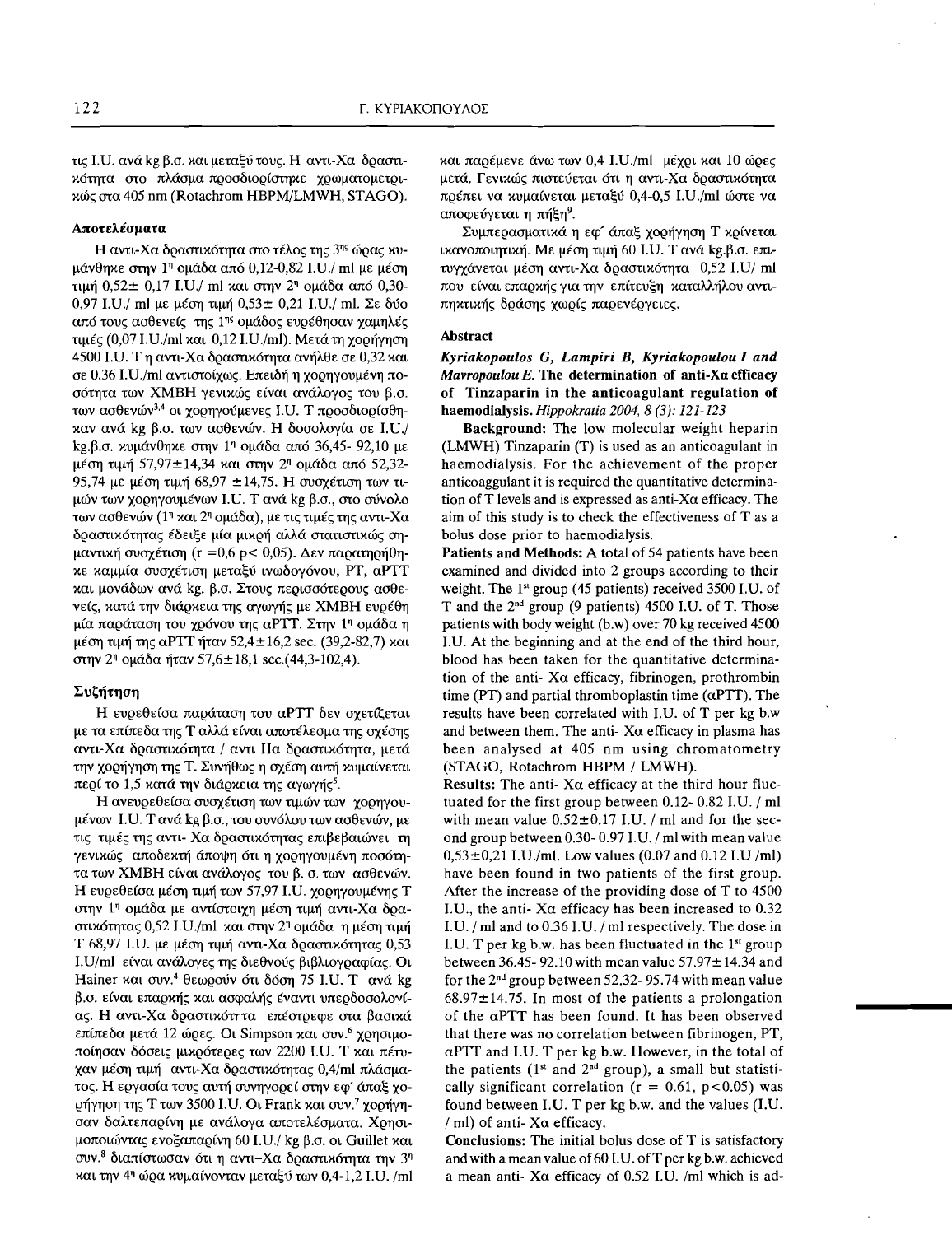τις I.U. ανά kg β.σ. και μεταξύ τους. Η αντι-Χα δραστικότητα στο πλάσμα προσδιορίστηκε χρωματομετρικώς στα 405 nm (Rotachrom HBPM/LMWH, STAGO).

### Αποτελέσματα

Η αντι-Χα δραστικότητα στο τέλος της 3ης ώρας κυμάνθηκε στην 1η ομάδα από 0,12-0,82 I.U./ ml με μέση τιμή 0,52± 0,17 I.U./ ml και στην 2η ομάδα από 0,30-0,97 I.U./ ml με μέση τιμή 0,53± 0,21 I.U./ ml. Σε δύο από τους ασθενείς της 1ης ομάδος ευρέθησαν χαμηλές τιμές (0,07 I.U./ml και 0,12 I.U./ml). Μετά τη χορήγηση 4500 I.U. T η αντι-Χα δραστικότητα ανήλθε σε 0,32 και σε 0.36 I.U./ml αντιστοίχως. Επειδή η χορηγουμένη ποσότητα των ΧΜΒΗ γενικώς είναι ανάλογος του β.σ. των ασθενών[3,4] οι χορηγούμενες I.U. T προσδιορίσθηκαν ανά kg β.σ. των ασθενών. Η δοσολογία σε I.U./ kg.β.σ. κυμάνθηκε στην 1η ομάδα από 36,45- 92,10 με μέση τιμή 57,97±14,34 και στην 2η ομάδα από 52,32-95,74 με μέση τιμή 68,97 ±14,75. Η συσχέτιση των τιμών των χορηγουμένων I.U. T ανά kg β.σ., στο σύνολο των ασθενών (1η και 2η ομάδα), με τις τιμές της αντι-Χα δραστικότητας έδειξε μία μικρή αλλά στατιστικώς σημαντική συσχέτιση ($r = 0,6$ $p < 0,05$). Δεν παρατηρήθηκε καμμία συσχέτιση μεταξύ ινωδογόνου, PT, αPTT και μονάδων ανά kg. β.σ. Στους περισσότερους ασθενείς, κατά την διάρκεια της αγωγής με ΧΜΒΗ ευρέθη μία παράταση του χρόνου της αPTT. Στην 1η ομάδα η μέση τιμή της αPTT ήταν 52,4±16,2 sec. (39,2-82,7) και στην 2η ομάδα ήταν 57,6±18,1 sec.(44,3-102,4).

### Συζήτηση

Η ευρεθείσα παράταση του αPTT δεν σχετίζεται με τα επίπεδα της T αλλά είναι αποτέλεσμα της σχέσης αντι-Χα δραστικότητα / αντι IIα δραστικότητα, μετά την χορήγηση της T. Συνήθως η σχέση αυτή κυμαίνεται περί το 1,5 κατά την διάρκεια της αγωγής[5].

Η ανευρεθείσα συσχέτιση των τιμών των χορηγουμένων I.U. T ανά kg β.σ., του συνόλου των ασθενών, με τις τιμές της αντι- Χα δραστικότητας επιβεβαιώνει τη γενικώς αποδεκτή άποψη ότι η χορηγουμένη ποσότητα των ΧΜΒΗ είναι ανάλογος του β. σ. των ασθενών. Η ευρεθείσα μέση τιμή των 57,97 I.U. χορηγουμένης T στην 1η ομάδα με αντίστοιχη μέση τιμή αντι-Χα δραστικότητας 0,52 I.U./ml και στην 2η ομάδα η μέση τιμή T 68,97 I.U. με μέση τιμή αντι-Χα δραστικότητας 0,53 I.U/ml είναι ανάλογες της διεθνούς βιβλιογραφίας. Οι Hainer και συν.[4] θεωρούν ότι δόση 75 I.U. T ανά kg β.σ. είναι επαρκής και ασφαλής έναντι υπερδοσολογίας. Η αντι-Χα δραστικότητα επέστρεφε στα βασικά επίπεδα μετά 12 ώρες. Οι Simpson και συν.[6] χρησιμοποίησαν δόσεις μικρότερες των 2200 I.U. T και πέτυχαν μέση τιμή αντι-Χα δραστικότητας 0,4/ml πλάσματος. Η εργασία τους αυτή συνηγορεί στην εφ' άπαξ χορήγηση της T των 3500 I.U. Οι Frank και συν.[7] χορήγησαν δαλτεπαρίνη με ανάλογα αποτελέσματα. Χρησιμοποιώντας ενοξαπαρίνη 60 I.U./ kg β.σ. οι Guillet και συν.[8] διαπίστωσαν ότι η αντι-Χα δραστικότητα την 3η και την 4η ώρα κυμαίνονταν μεταξύ των 0,4-1,2 I.U. /ml και παρέμενε άνω των 0,4 I.U./ml μέχρι και 10 ώρες μετά. Γενικώς πιστεύεται ότι η αντι-Χα δραστικότητα πρέπει να κυμαίνεται μεταξύ 0,4-0,5 I.U./ml ώστε να αποφεύγεται η πήξη[9].

Συμπερασματικά η εφ' άπαξ χορήγηση T κρίνεται ικανοποιητική. Με μέση τιμή 60 I.U. T ανά kg.β.σ. επιτυγχάνεται μέση αντι-Χα δραστικότητα 0,52 I.U/ ml που είναι επαρκής για την επίτευξη καταλλήλου αντιπηκτικής δράσης χωρίς παρενέργειες.

### Abstract

***Kyriakopoulos G, Lampiri B, Kyriakopoulou I and Mavropoulou E. The determination of anti-Xα efficacy of Tinzaparin in the anticoagulant regulation of haemodialysis.** Hippokratia 2004, 8 (3): 121-123*

**Background:** The low molecular weight heparin (LMWH) Tinzaparin (T) is used as an anticoagulant in haemodialysis. For the achievement of the proper anticoagulant it is required the quantitative determination of T levels and is expressed as anti-Xα efficacy. The aim of this study is to check the effectiveness of T as a bolus dose prior to haemodialysis.

**Patients and Methods:** A total of 54 patients have been examined and divided into 2 groups according to their weight. The 1st group (45 patients) received 3500 I.U. of T and the 2nd group (9 patients) 4500 I.U. of T. Those patients with body weight (b.w) over 70 kg received 4500 I.U. At the beginning and at the end of the third hour, blood has been taken for the quantitative determination of the anti- Xα efficacy, fibrinogen, prothrombin time (PT) and partial thromboplastin time (αPTT). The results have been correlated with I.U. of T per kg b.w and between them. The anti- Xα efficacy in plasma has been analysed at 405 nm using chromatometry (STAGO, Rotachrom HBPM / LMWH).

**Results:** The anti- Xα efficacy at the third hour fluctuated for the first group between 0.12- 0.82 I.U. / ml with mean value 0.52±0.17 I.U. / ml and for the second group between 0.30- 0.97 I.U. / ml with mean value 0,53±0,21 I.U./ml. Low values (0.07 and 0.12 I.U /ml) have been found in two patients of the first group. After the increase of the providing dose of T to 4500 I.U., the anti- Xα efficacy has been increased to 0.32 I.U. / ml and to 0.36 I.U. / ml respectively. The dose in I.U. T per kg b.w. has been fluctuated in the 1st group between 36.45- 92.10 with mean value 57.97± 14.34 and for the 2nd group between 52.32- 95.74 with mean value 68.97±14.75. In most of the patients a prolongation of the αPTT has been found. It has been observed that there was no correlation between fibrinogen, PT, αPTT and I.U. T per kg b.w. However, in the total of the patients (1st and 2nd group), a small but statistically significant correlation ($r = 0.61$, $p<0.05$) was found between I.U. T per kg b.w. and the values (I.U. / ml) of anti- Xα efficacy.

**Conclusions:** The initial bolus dose of T is satisfactory and with a mean value of 60 I.U. of T per kg b.w. achieved a mean anti- Xα efficacy of 0.52 I.U. /ml which is ad-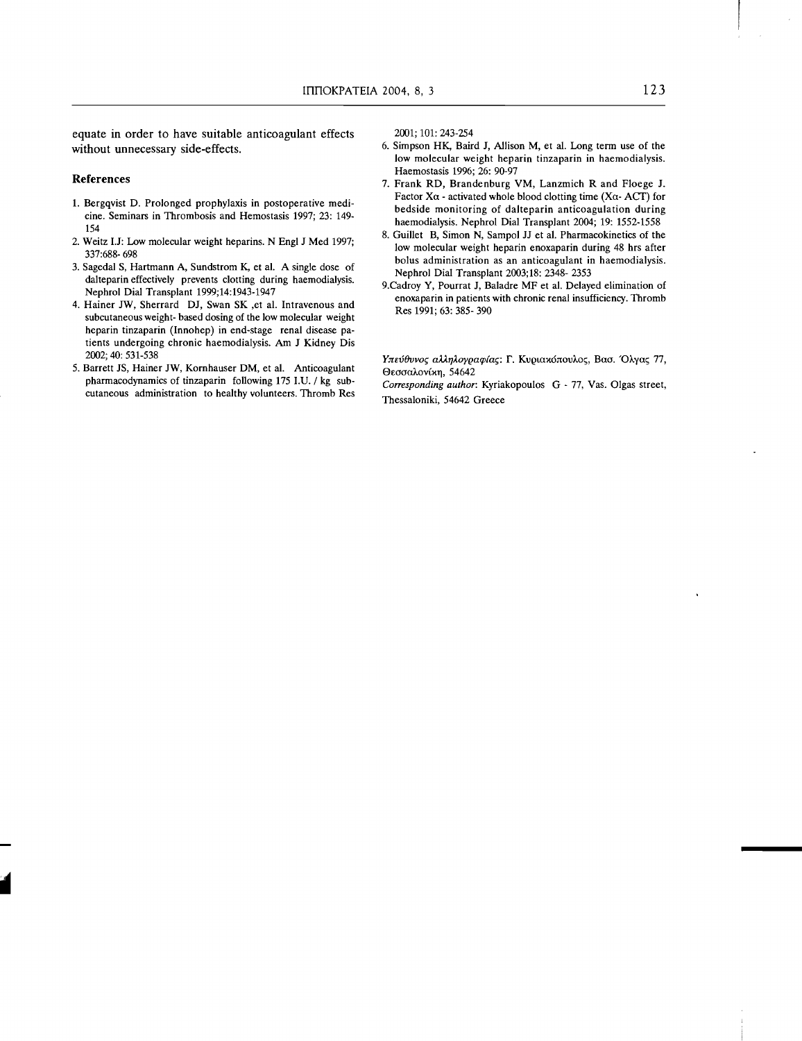equate in order to have suitable anticoagulant effects without unnecessary side-effects.

## References

1. Bergqvist D. Prolonged prophylaxis in postoperative medicine. Seminars in Thrombosis and Hemostasis 1997; 23: 149-154
2. Weitz I.J: Low molecular weight heparins. N Engl J Med 1997; 337:688- 698
3. Sagedal S, Hartmann A, Sundstrom K, et al. A single dose of dalteparin effectively prevents clotting during haemodialysis. Nephrol Dial Transplant 1999;14:1943-1947
4. Hainer JW, Sherrard DJ, Swan SK ,et al. Intravenous and subcutaneous weight- based dosing of the low molecular weight heparin tinzaparin (Innohep) in end-stage renal disease patients undergoing chronic haemodialysis. Am J Kidney Dis 2002; 40: 531-538
5. Barrett JS, Hainer JW, Kornhauser DM, et al. Anticoagulant pharmacodynamics of tinzaparin following 175 I.U. / kg subcutaneous administration to healthy volunteers. Thromb Res 2001; 101: 243-254
6. Simpson HK, Baird J, Allison M, et al. Long term use of the low molecular weight heparin tinzaparin in haemodialysis. Haemostasis 1996; 26: 90-97
7. Frank RD, Brandenburg VM, Lanzmich R and Floege J. Factor Xα - activated whole blood clotting time (Xα- ACT) for bedside monitoring of dalteparin anticoagulation during haemodialysis. Nephrol Dial Transplant 2004; 19: 1552-1558
8. Guillet B, Simon N, Sampol JJ et al. Pharmacokinetics of the low molecular weight heparin enoxaparin during 48 hrs after bolus administration as an anticoagulant in haemodialysis. Nephrol Dial Transplant 2003;18: 2348- 2353
9. Cadroy Y, Pourrat J, Baladre MF et al. Delayed elimination of enoxaparin in patients with chronic renal insufficiency. Thromb Res 1991; 63: 385- 390

*Υπεύθυνος αλληλογραφίας*: Γ. Κυριακόπουλος, Βασ. Όλγας 77, Θεσσαλονίκη, 54642

*Corresponding author*: Kyriakopoulos G - 77, Vas. Olgas street, Thessaloniki, 54642 Greece